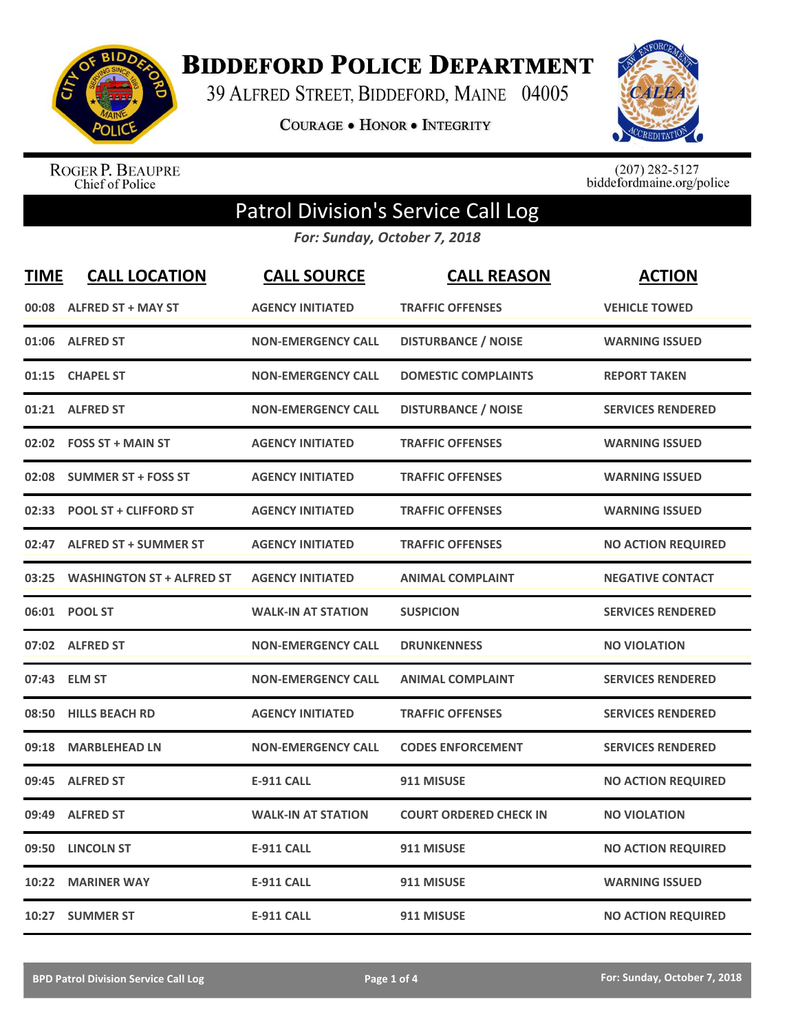# Biddeford Police Department

39 Alfred Street, Biddeford, Maine 04005

**Courage • Honor • Integrity**

Roger P. Beaupre
Chief of Police

(207) 282-5127
biddefordmaine.org/police

## Patrol Division's Service Call Log

*For: Sunday, October 7, 2018*

| TIME | CALL LOCATION | CALL SOURCE | CALL REASON | ACTION |
|---|---|---|---|---|
| 00:08 | ALFRED ST + MAY ST | AGENCY INITIATED | TRAFFIC OFFENSES | VEHICLE TOWED |
| 01:06 | ALFRED ST | NON-EMERGENCY CALL | DISTURBANCE / NOISE | WARNING ISSUED |
| 01:15 | CHAPEL ST | NON-EMERGENCY CALL | DOMESTIC COMPLAINTS | REPORT TAKEN |
| 01:21 | ALFRED ST | NON-EMERGENCY CALL | DISTURBANCE / NOISE | SERVICES RENDERED |
| 02:02 | FOSS ST + MAIN ST | AGENCY INITIATED | TRAFFIC OFFENSES | WARNING ISSUED |
| 02:08 | SUMMER ST + FOSS ST | AGENCY INITIATED | TRAFFIC OFFENSES | WARNING ISSUED |
| 02:33 | POOL ST + CLIFFORD ST | AGENCY INITIATED | TRAFFIC OFFENSES | WARNING ISSUED |
| 02:47 | ALFRED ST + SUMMER ST | AGENCY INITIATED | TRAFFIC OFFENSES | NO ACTION REQUIRED |
| 03:25 | WASHINGTON ST + ALFRED ST | AGENCY INITIATED | ANIMAL COMPLAINT | NEGATIVE CONTACT |
| 06:01 | POOL ST | WALK-IN AT STATION | SUSPICION | SERVICES RENDERED |
| 07:02 | ALFRED ST | NON-EMERGENCY CALL | DRUNKENNESS | NO VIOLATION |
| 07:43 | ELM ST | NON-EMERGENCY CALL | ANIMAL COMPLAINT | SERVICES RENDERED |
| 08:50 | HILLS BEACH RD | AGENCY INITIATED | TRAFFIC OFFENSES | SERVICES RENDERED |
| 09:18 | MARBLEHEAD LN | NON-EMERGENCY CALL | CODES ENFORCEMENT | SERVICES RENDERED |
| 09:45 | ALFRED ST | E-911 CALL | 911 MISUSE | NO ACTION REQUIRED |
| 09:49 | ALFRED ST | WALK-IN AT STATION | COURT ORDERED CHECK IN | NO VIOLATION |
| 09:50 | LINCOLN ST | E-911 CALL | 911 MISUSE | NO ACTION REQUIRED |
| 10:22 | MARINER WAY | E-911 CALL | 911 MISUSE | WARNING ISSUED |
| 10:27 | SUMMER ST | E-911 CALL | 911 MISUSE | NO ACTION REQUIRED |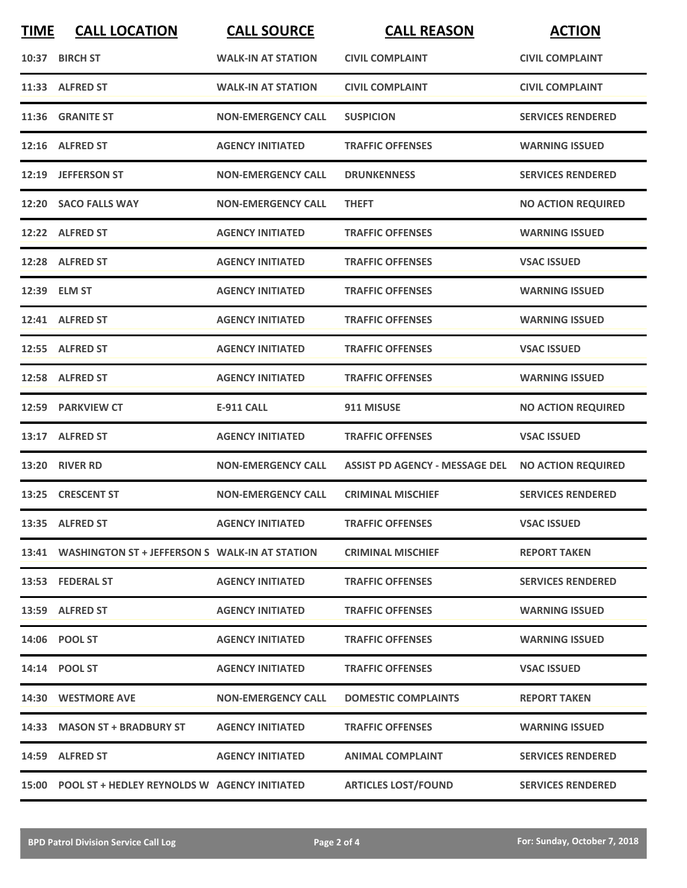| TIME | CALL LOCATION | CALL SOURCE | CALL REASON | ACTION |
|---|---|---|---|---|
| 10:37 | BIRCH ST | WALK-IN AT STATION | CIVIL COMPLAINT | CIVIL COMPLAINT |
| 11:33 | ALFRED ST | WALK-IN AT STATION | CIVIL COMPLAINT | CIVIL COMPLAINT |
| 11:36 | GRANITE ST | NON-EMERGENCY CALL | SUSPICION | SERVICES RENDERED |
| 12:16 | ALFRED ST | AGENCY INITIATED | TRAFFIC OFFENSES | WARNING ISSUED |
| 12:19 | JEFFERSON ST | NON-EMERGENCY CALL | DRUNKENNESS | SERVICES RENDERED |
| 12:20 | SACO FALLS WAY | NON-EMERGENCY CALL | THEFT | NO ACTION REQUIRED |
| 12:22 | ALFRED ST | AGENCY INITIATED | TRAFFIC OFFENSES | WARNING ISSUED |
| 12:28 | ALFRED ST | AGENCY INITIATED | TRAFFIC OFFENSES | VSAC ISSUED |
| 12:39 | ELM ST | AGENCY INITIATED | TRAFFIC OFFENSES | WARNING ISSUED |
| 12:41 | ALFRED ST | AGENCY INITIATED | TRAFFIC OFFENSES | WARNING ISSUED |
| 12:55 | ALFRED ST | AGENCY INITIATED | TRAFFIC OFFENSES | VSAC ISSUED |
| 12:58 | ALFRED ST | AGENCY INITIATED | TRAFFIC OFFENSES | WARNING ISSUED |
| 12:59 | PARKVIEW CT | E-911 CALL | 911 MISUSE | NO ACTION REQUIRED |
| 13:17 | ALFRED ST | AGENCY INITIATED | TRAFFIC OFFENSES | VSAC ISSUED |
| 13:20 | RIVER RD | NON-EMERGENCY CALL | ASSIST PD AGENCY - MESSAGE DEL | NO ACTION REQUIRED |
| 13:25 | CRESCENT ST | NON-EMERGENCY CALL | CRIMINAL MISCHIEF | SERVICES RENDERED |
| 13:35 | ALFRED ST | AGENCY INITIATED | TRAFFIC OFFENSES | VSAC ISSUED |
| 13:41 | WASHINGTON ST + JEFFERSON S | WALK-IN AT STATION | CRIMINAL MISCHIEF | REPORT TAKEN |
| 13:53 | FEDERAL ST | AGENCY INITIATED | TRAFFIC OFFENSES | SERVICES RENDERED |
| 13:59 | ALFRED ST | AGENCY INITIATED | TRAFFIC OFFENSES | WARNING ISSUED |
| 14:06 | POOL ST | AGENCY INITIATED | TRAFFIC OFFENSES | WARNING ISSUED |
| 14:14 | POOL ST | AGENCY INITIATED | TRAFFIC OFFENSES | VSAC ISSUED |
| 14:30 | WESTMORE AVE | NON-EMERGENCY CALL | DOMESTIC COMPLAINTS | REPORT TAKEN |
| 14:33 | MASON ST + BRADBURY ST | AGENCY INITIATED | TRAFFIC OFFENSES | WARNING ISSUED |
| 14:59 | ALFRED ST | AGENCY INITIATED | ANIMAL COMPLAINT | SERVICES RENDERED |
| 15:00 | POOL ST + HEDLEY REYNOLDS W | AGENCY INITIATED | ARTICLES LOST/FOUND | SERVICES RENDERED |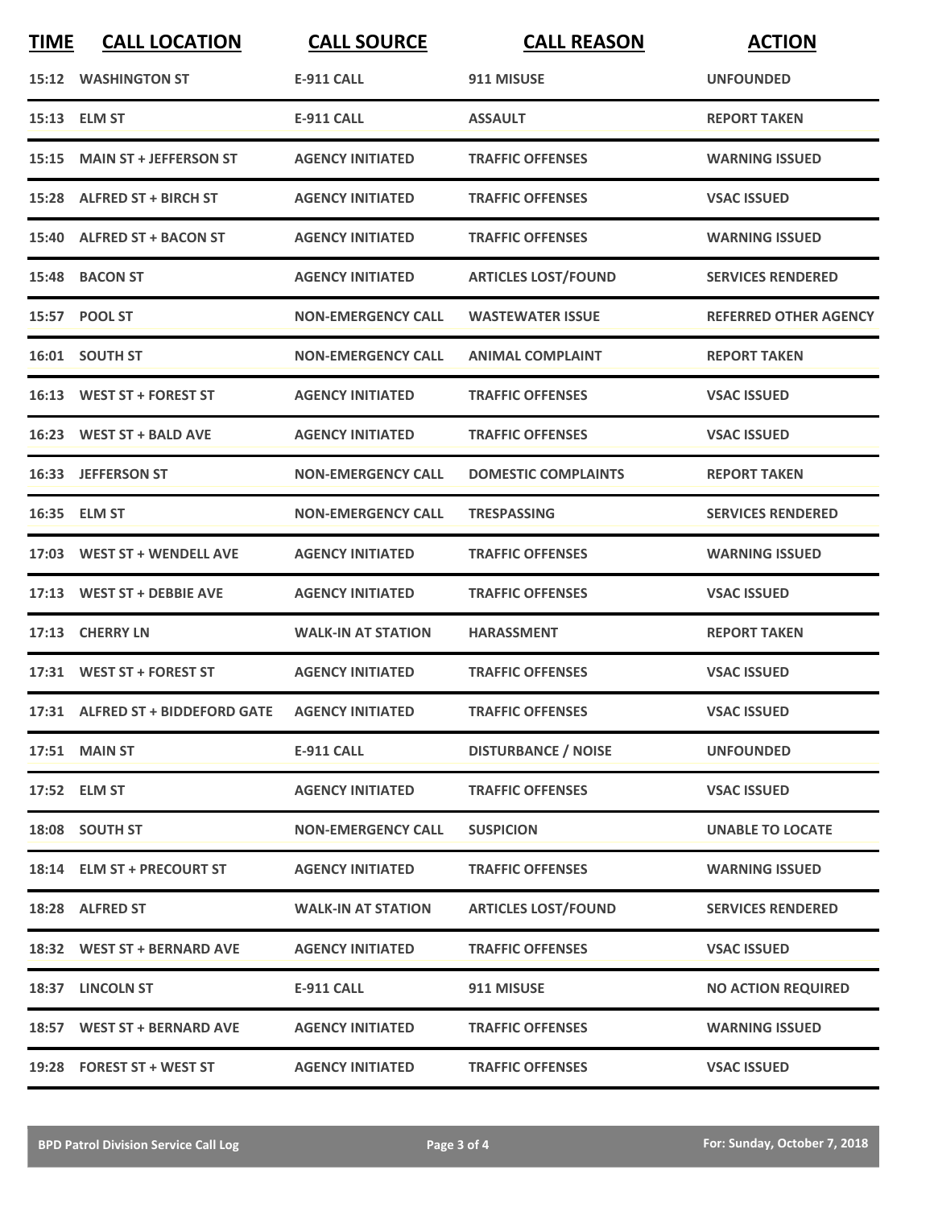| TIME | CALL LOCATION | CALL SOURCE | CALL REASON | ACTION |
|---|---|---|---|---|
| 15:12 | WASHINGTON ST | E-911 CALL | 911 MISUSE | UNFOUNDED |
| 15:13 | ELM ST | E-911 CALL | ASSAULT | REPORT TAKEN |
| 15:15 | MAIN ST + JEFFERSON ST | AGENCY INITIATED | TRAFFIC OFFENSES | WARNING ISSUED |
| 15:28 | ALFRED ST + BIRCH ST | AGENCY INITIATED | TRAFFIC OFFENSES | VSAC ISSUED |
| 15:40 | ALFRED ST + BACON ST | AGENCY INITIATED | TRAFFIC OFFENSES | WARNING ISSUED |
| 15:48 | BACON ST | AGENCY INITIATED | ARTICLES LOST/FOUND | SERVICES RENDERED |
| 15:57 | POOL ST | NON-EMERGENCY CALL | WASTEWATER ISSUE | REFERRED OTHER AGENCY |
| 16:01 | SOUTH ST | NON-EMERGENCY CALL | ANIMAL COMPLAINT | REPORT TAKEN |
| 16:13 | WEST ST + FOREST ST | AGENCY INITIATED | TRAFFIC OFFENSES | VSAC ISSUED |
| 16:23 | WEST ST + BALD AVE | AGENCY INITIATED | TRAFFIC OFFENSES | VSAC ISSUED |
| 16:33 | JEFFERSON ST | NON-EMERGENCY CALL | DOMESTIC COMPLAINTS | REPORT TAKEN |
| 16:35 | ELM ST | NON-EMERGENCY CALL | TRESPASSING | SERVICES RENDERED |
| 17:03 | WEST ST + WENDELL AVE | AGENCY INITIATED | TRAFFIC OFFENSES | WARNING ISSUED |
| 17:13 | WEST ST + DEBBIE AVE | AGENCY INITIATED | TRAFFIC OFFENSES | VSAC ISSUED |
| 17:13 | CHERRY LN | WALK-IN AT STATION | HARASSMENT | REPORT TAKEN |
| 17:31 | WEST ST + FOREST ST | AGENCY INITIATED | TRAFFIC OFFENSES | VSAC ISSUED |
| 17:31 | ALFRED ST + BIDDEFORD GATE | AGENCY INITIATED | TRAFFIC OFFENSES | VSAC ISSUED |
| 17:51 | MAIN ST | E-911 CALL | DISTURBANCE / NOISE | UNFOUNDED |
| 17:52 | ELM ST | AGENCY INITIATED | TRAFFIC OFFENSES | VSAC ISSUED |
| 18:08 | SOUTH ST | NON-EMERGENCY CALL | SUSPICION | UNABLE TO LOCATE |
| 18:14 | ELM ST + PRECOURT ST | AGENCY INITIATED | TRAFFIC OFFENSES | WARNING ISSUED |
| 18:28 | ALFRED ST | WALK-IN AT STATION | ARTICLES LOST/FOUND | SERVICES RENDERED |
| 18:32 | WEST ST + BERNARD AVE | AGENCY INITIATED | TRAFFIC OFFENSES | VSAC ISSUED |
| 18:37 | LINCOLN ST | E-911 CALL | 911 MISUSE | NO ACTION REQUIRED |
| 18:57 | WEST ST + BERNARD AVE | AGENCY INITIATED | TRAFFIC OFFENSES | WARNING ISSUED |
| 19:28 | FOREST ST + WEST ST | AGENCY INITIATED | TRAFFIC OFFENSES | VSAC ISSUED |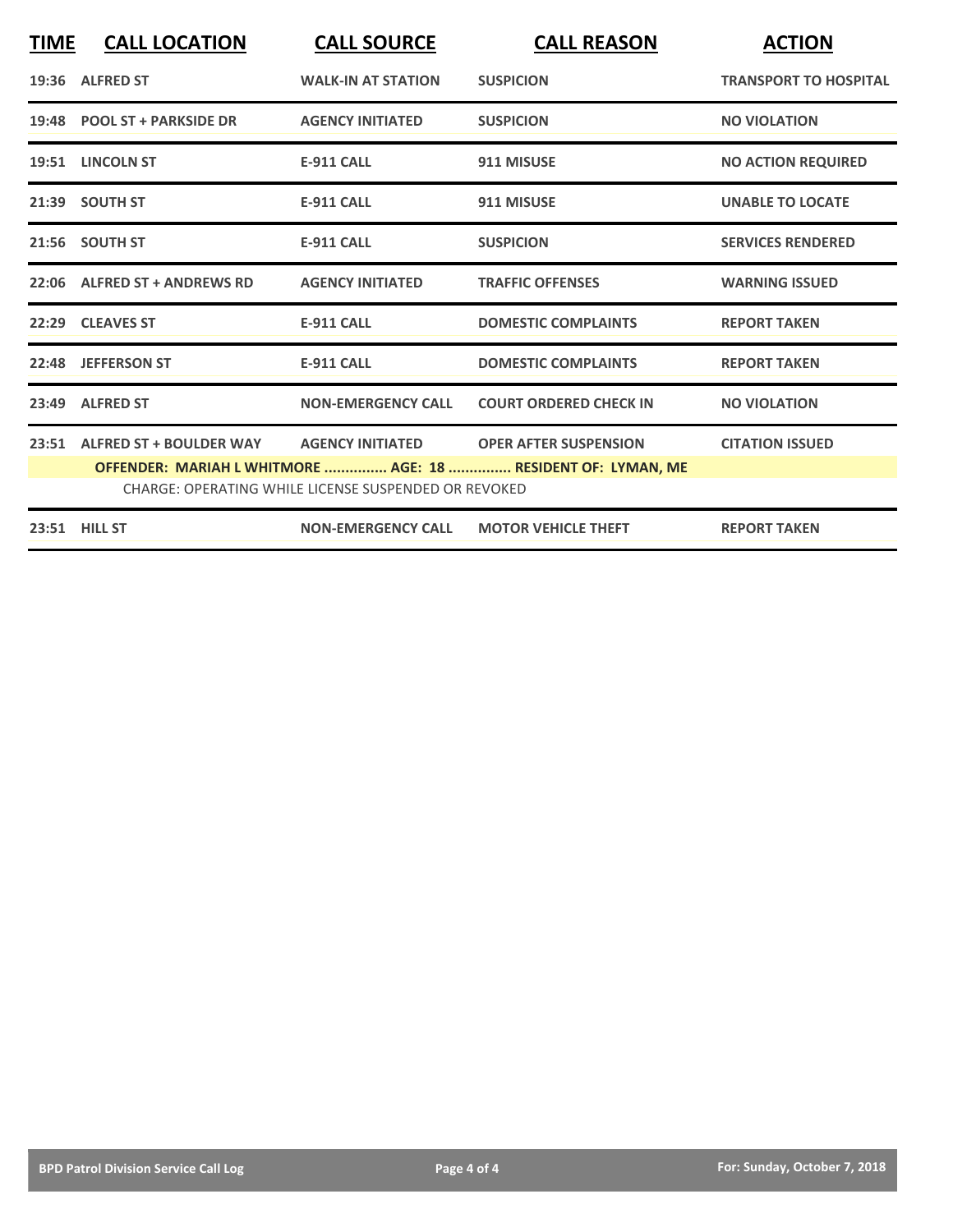| TIME | CALL LOCATION | CALL SOURCE | CALL REASON | ACTION |
|---|---|---|---|---|
| 19:36 | ALFRED ST | WALK-IN AT STATION | SUSPICION | TRANSPORT TO HOSPITAL |
| 19:48 | POOL ST + PARKSIDE DR | AGENCY INITIATED | SUSPICION | NO VIOLATION |
| 19:51 | LINCOLN ST | E-911 CALL | 911 MISUSE | NO ACTION REQUIRED |
| 21:39 | SOUTH ST | E-911 CALL | 911 MISUSE | UNABLE TO LOCATE |
| 21:56 | SOUTH ST | E-911 CALL | SUSPICION | SERVICES RENDERED |
| 22:06 | ALFRED ST + ANDREWS RD | AGENCY INITIATED | TRAFFIC OFFENSES | WARNING ISSUED |
| 22:29 | CLEAVES ST | E-911 CALL | DOMESTIC COMPLAINTS | REPORT TAKEN |
| 22:48 | JEFFERSON ST | E-911 CALL | DOMESTIC COMPLAINTS | REPORT TAKEN |
| 23:49 | ALFRED ST | NON-EMERGENCY CALL | COURT ORDERED CHECK IN | NO VIOLATION |
| 23:51 | ALFRED ST + BOULDER WAY | AGENCY INITIATED | OPER AFTER SUSPENSION | CITATION ISSUED |
| | **OFFENDER: MARIAH L WHITMORE ............... AGE: 18 ............... RESIDENT OF: LYMAN, ME** | | | |
| | CHARGE: OPERATING WHILE LICENSE SUSPENDED OR REVOKED | | | |
| 23:51 | HILL ST | NON-EMERGENCY CALL | MOTOR VEHICLE THEFT | REPORT TAKEN |